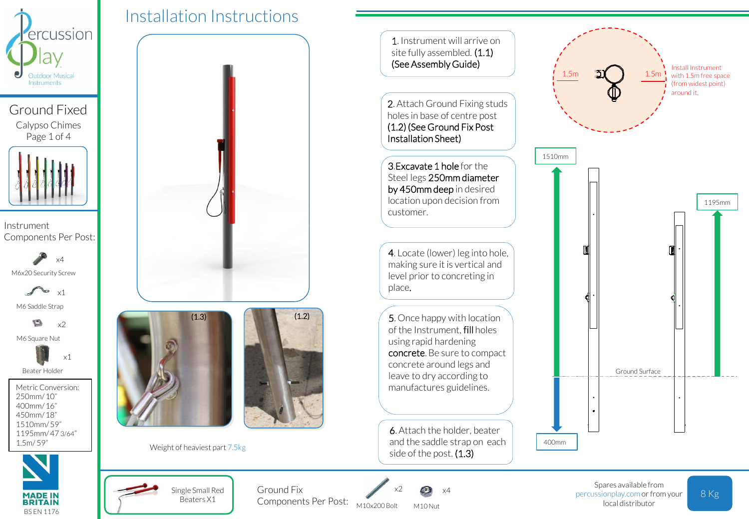Percussion Play
Outdoor Musical Instruments

# Ground Fixed

Calypso Chimes

Page 1 of 4

## Instrument Components Per Post:

- M6x20 Security Screw x4
- M6 Saddle Strap x1
- M6 Square Nut x2
- Beater Holder x1

Metric Conversion:
250mm/ 10"
400mm/ 16"
450mm/ 18"
1510mm/ 59"
1195mm/ 47 3/64"
1.5m/ 59"

MADE IN BRITAIN
BS EN 1176

# Installation Instructions

(1.3)

(1.2)

Weight of heaviest part 7.5kg

1. Instrument will arrive on site fully assembled. **(1.1)** **(See Assembly Guide)**

2. Attach Ground Fixing studs holes in base of centre post **(1.2) (See Ground Fix Post Installation Sheet)**

3. **Excavate 1 hole** for the Steel legs **250mm diameter by 450mm deep** in desired location upon decision from customer.

4. Locate (lower) leg into hole, making sure it is vertical and level prior to concreting in place.

5. Once happy with location of the Instrument, **fill** holes using rapid hardening **concrete**. Be sure to compact concrete around legs and leave to dry according to manufactures guidelines.

6. Attach the holder, beater and the saddle strap on each side of the post. **(1.3)**

1.5m 1.5m

Install Instrument with 1.5m free space (from widest point) around it.

1510mm

1195mm

Ground Surface

400mm

Single Small Red Beaters X1

Ground Fix Components Per Post:

- M10x200 Bolt x2
- M10 Nut x4

Spares available from percussionplay.com or from your local distributor

8 Kg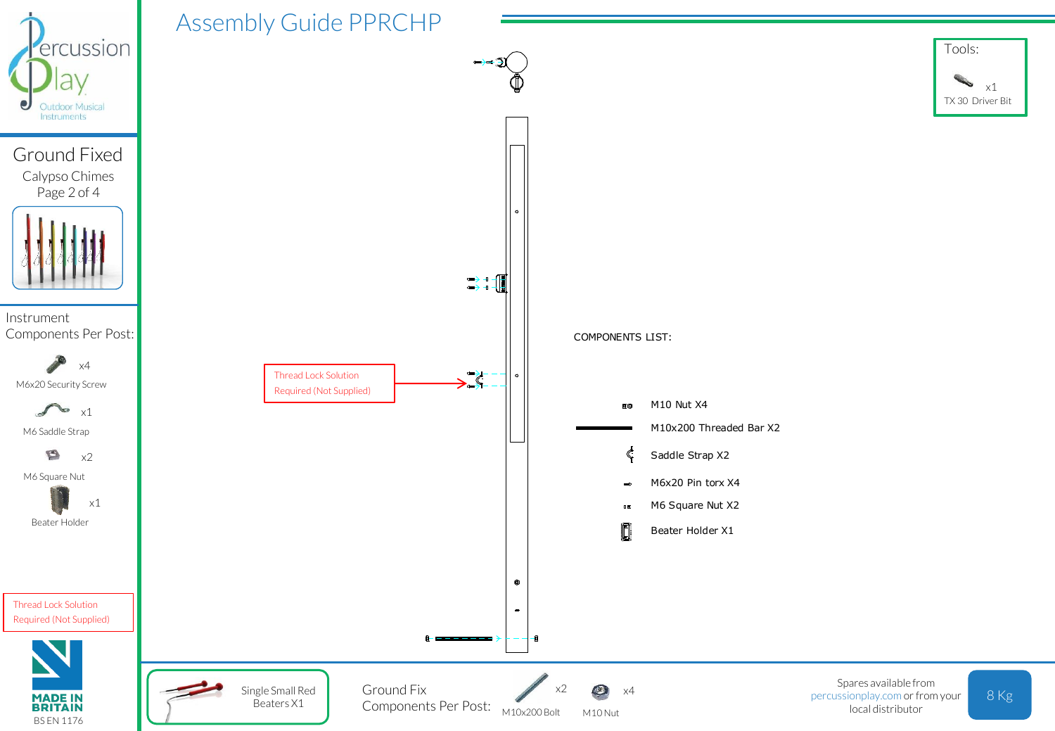# Assembly Guide PPRCHP

## Ground Fixed

Calypso Chimes

Page 2 of 4

### Instrument Components Per Post:

- M6x20 Security Screw x4
- M6 Saddle Strap x1
- M6 Square Nut x2
- Beater Holder x1

Thread Lock Solution Required (Not Supplied)

MADE IN BRITAIN

BS EN 1176

### Tools:

- TX 30 Driver Bit x1

Thread Lock Solution Required (Not Supplied)

### COMPONENTS LIST:

- M10 Nut X4
- M10x200 Threaded Bar X2
- Saddle Strap X2
- M6x20 Pin torx X4
- M6 Square Nut X2
- Beater Holder X1

Single Small Red Beaters X1

### Ground Fix Components Per Post:

- M10x200 Bolt x2
- M10 Nut x4

Spares available from percussionplay.com or from your local distributor

8 Kg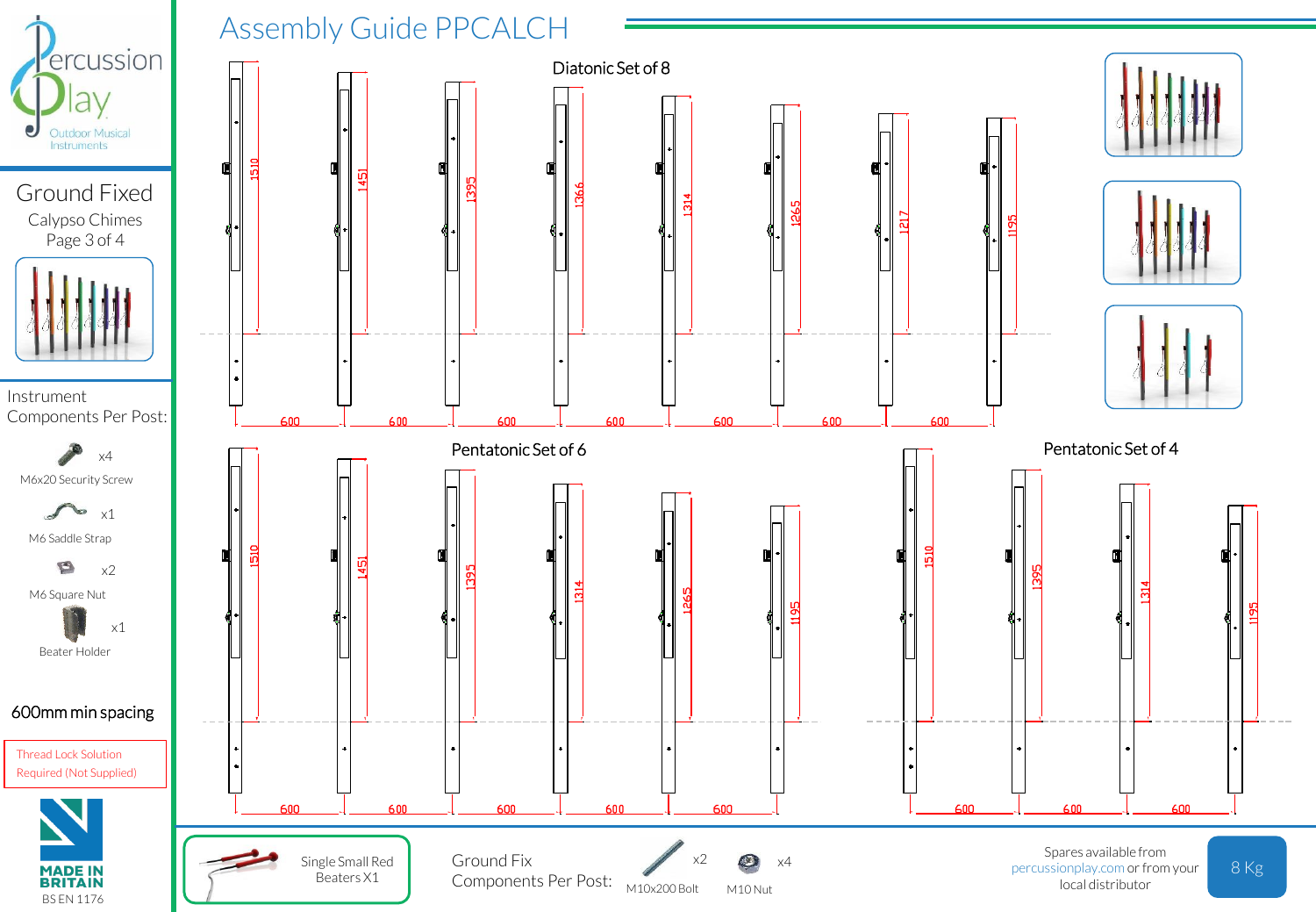# Assembly Guide PPCALCH

Percussion Play
Outdoor Musical Instruments

## Ground Fixed

Calypso Chimes
Page 3 of 4

### Instrument Components Per Post:

- x4 M6x20 Security Screw
- x1 M6 Saddle Strap
- x2 M6 Square Nut
- x1 Beater Holder

600mm min spacing

Thread Lock Solution Required (Not Supplied)

MADE IN BRITAIN
BS EN 1176

## Diatonic Set of 8

1510, 1451, 1395, 1366, 1314, 1265, 1217, 1195

600, 600, 600, 600, 600, 600, 600

## Pentatonic Set of 6

1510, 1451, 1395, 1314, 1265, 1195

600, 600, 600, 600, 600

## Pentatonic Set of 4

1510, 1395, 1314, 1195

600, 600, 600

Single Small Red Beaters X1

Ground Fix Components Per Post:

- x2 M10x200 Bolt
- x4 M10 Nut

Spares available from percussionplay.com or from your local distributor

8 Kg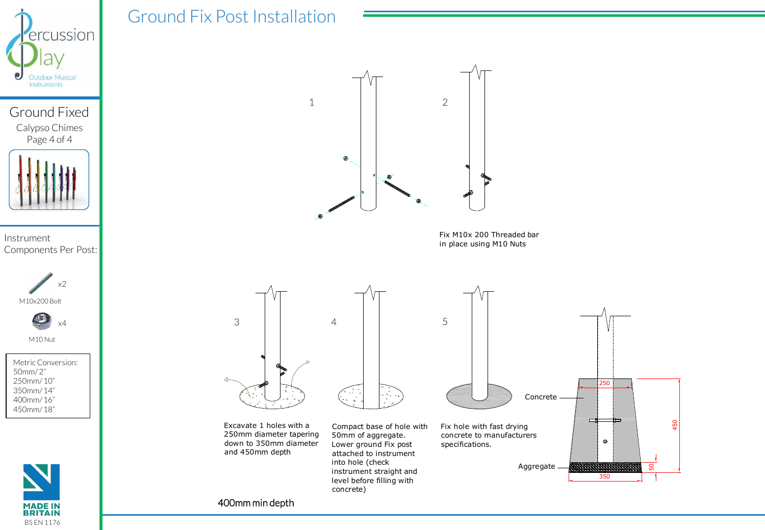# Ground Fix Post Installation

## Ground Fixed

Calypso Chimes

Page 4 of 4

Instrument Components Per Post:

M10x200 Bolt x2

M10 Nut x4

Metric Conversion:
50mm/ 2"
250mm/ 10"
350mm/ 14"
400mm/ 16"
450mm/ 18"

1

2

Fix M10x 200 Threaded bar in place using M10 Nuts

3

Excavate 1 holes with a 250mm diameter tapering down to 350mm diameter and 450mm depth

4

Compact base of hole with 50mm of aggregate. Lower ground Fix post attached to instrument into hole (check instrument straight and level before filling with concrete)

5

Fix hole with fast drying concrete to manufacturers specifications.

Concrete

Aggregate

250

350

450

50

400mm min depth

MADE IN BRITAIN

BS EN 1176